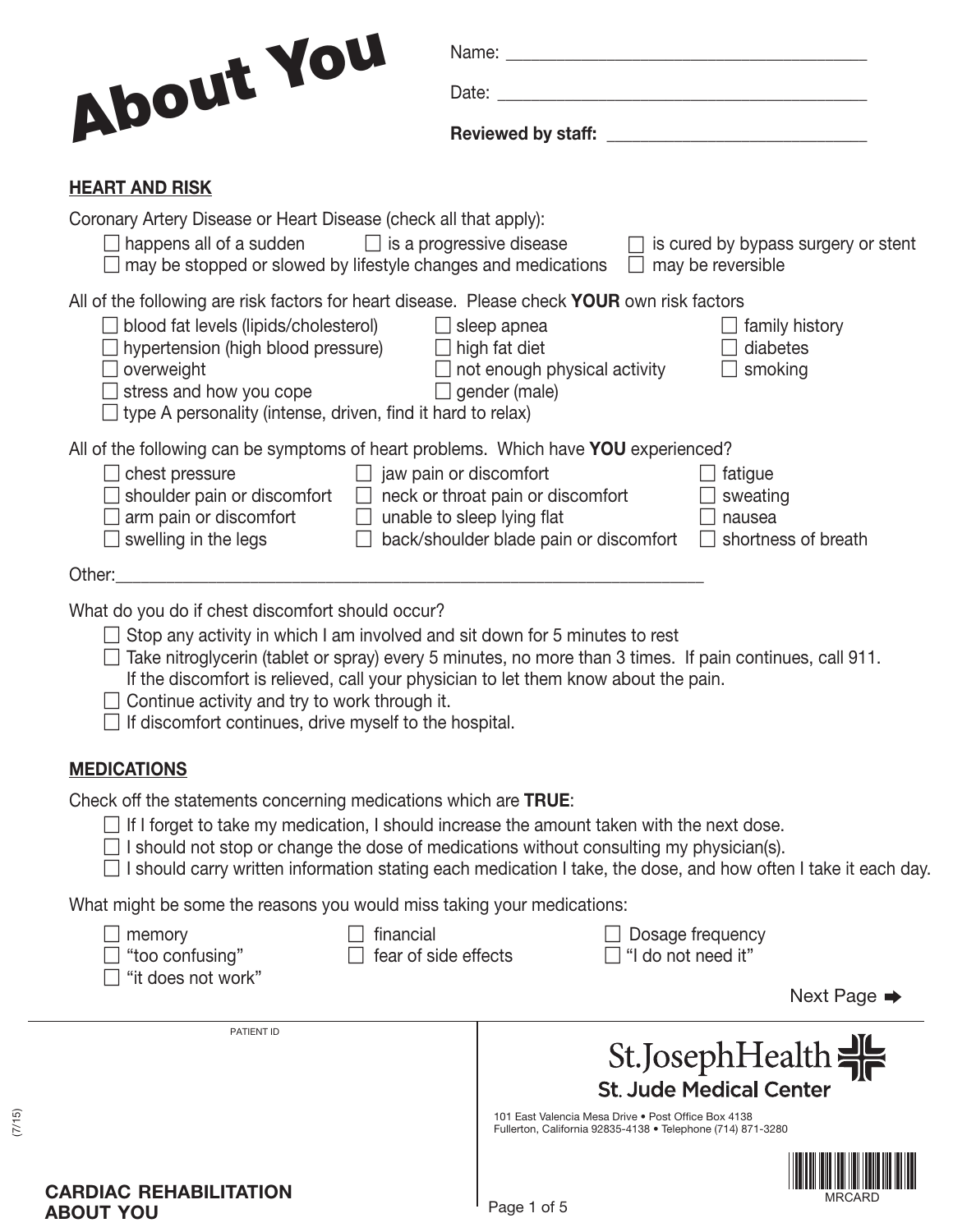# About You

Name: ______________________________________

Date: ______________________________________

**Reviewed by staff:** ____________________________

## HEART AND RISK

Coronary Artery Disease or Heart Disease (check all that apply):

- ☐ happens all of a sudden
- ☐ is a progressive disease
- ☐ is cured by bypass surgery or stent
- ☐ may be stopped or slowed by lifestyle changes and medications
- ☐ may be reversible

All of the following are risk factors for heart disease. Please check **YOUR** own risk factors

- ☐ blood fat levels (lipids/cholesterol)
- ☐ hypertension (high blood pressure)
- ☐ overweight
- ☐ stress and how you cope
- ☐ type A personality (intense, driven, find it hard to relax)
- ☐ sleep apnea
- ☐ high fat diet
- ☐ not enough physical activity
- ☐ gender (male)
- ☐ family history
- ☐ diabetes
- ☐ smoking

All of the following can be symptoms of heart problems. Which have **YOU** experienced?

- ☐ chest pressure
- ☐ shoulder pain or discomfort
- ☐ arm pain or discomfort
- ☐ swelling in the legs
- ☐ jaw pain or discomfort
- ☐ neck or throat pain or discomfort
- ☐ unable to sleep lying flat
- ☐ back/shoulder blade pain or discomfort
- ☐ fatigue
- ☐ sweating
- ☐ nausea
- ☐ shortness of breath

Other:______________________________________________________________

What do you do if chest discomfort should occur?

- ☐ Stop any activity in which I am involved and sit down for 5 minutes to rest
- ☐ Take nitroglycerin (tablet or spray) every 5 minutes, no more than 3 times. If pain continues, call 911. If the discomfort is relieved, call your physician to let them know about the pain.
- ☐ Continue activity and try to work through it.
- ☐ If discomfort continues, drive myself to the hospital.

## MEDICATIONS

Check off the statements concerning medications which are **TRUE**:

- ☐ If I forget to take my medication, I should increase the amount taken with the next dose.
- ☐ I should not stop or change the dose of medications without consulting my physician(s).
- ☐ I should carry written information stating each medication I take, the dose, and how often I take it each day.

What might be some the reasons you would miss taking your medications:

- ☐ memory
- ☐ "too confusing"
- ☐ "it does not work"
- ☐ financial
- ☐ fear of side effects
- ☐ Dosage frequency
- ☐ "I do not need it"

Next Page ➡

PATIENT ID

St. Joseph Health
St. Jude Medical Center

101 East Valencia Mesa Drive • Post Office Box 4138
Fullerton, California 92835-4138 • Telephone (714) 871-3280

MRCARD

(7/15)

**CARDIAC REHABILITATION ABOUT YOU**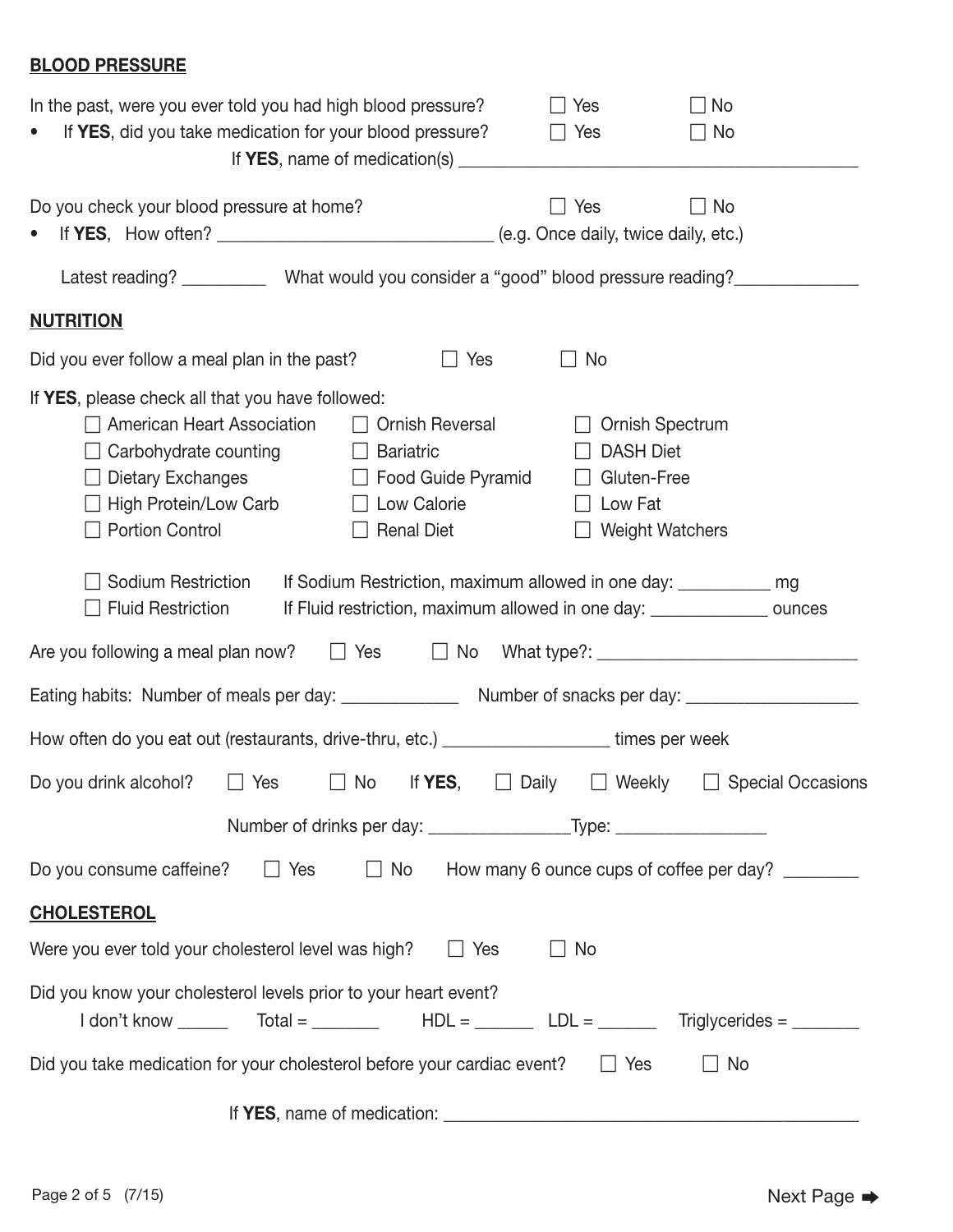## BLOOD PRESSURE

In the past, were you ever told you had high blood pressure? ☐ Yes ☐ No

- If **YES**, did you take medication for your blood pressure? ☐ Yes ☐ No

  If **YES**, name of medication(s) ____________________________________________

Do you check your blood pressure at home? ☐ Yes ☐ No

- If **YES**, How often? ______________________________ (e.g. Once daily, twice daily, etc.)

  Latest reading? _________ What would you consider a "good" blood pressure reading?_____________

## NUTRITION

Did you ever follow a meal plan in the past? ☐ Yes ☐ No

If **YES**, please check all that you have followed:

| | | |
|---|---|---|
| ☐ American Heart Association | ☐ Ornish Reversal | ☐ Ornish Spectrum |
| ☐ Carbohydrate counting | ☐ Bariatric | ☐ DASH Diet |
| ☐ Dietary Exchanges | ☐ Food Guide Pyramid | ☐ Gluten-Free |
| ☐ High Protein/Low Carb | ☐ Low Calorie | ☐ Low Fat |
| ☐ Portion Control | ☐ Renal Diet | ☐ Weight Watchers |

☐ Sodium Restriction   If Sodium Restriction, maximum allowed in one day: __________ mg

☐ Fluid Restriction   If Fluid restriction, maximum allowed in one day: ____________ ounces

Are you following a meal plan now? ☐ Yes ☐ No What type?: ___________________________

Eating habits: Number of meals per day: _____________ Number of snacks per day: __________________

How often do you eat out (restaurants, drive-thru, etc.) __________________ times per week

Do you drink alcohol? ☐ Yes ☐ No If **YES**, ☐ Daily ☐ Weekly ☐ Special Occasions

Number of drinks per day: _______________Type: ________________

Do you consume caffeine? ☐ Yes ☐ No How many 6 ounce cups of coffee per day? ________

## CHOLESTEROL

Were you ever told your cholesterol level was high? ☐ Yes ☐ No

Did you know your cholesterol levels prior to your heart event?

I don't know ______ Total = _______ HDL = ______ LDL = ______ Triglycerides = _______

Did you take medication for your cholesterol before your cardiac event? ☐ Yes ☐ No

If **YES**, name of medication: ______________________________________________

Next Page ➡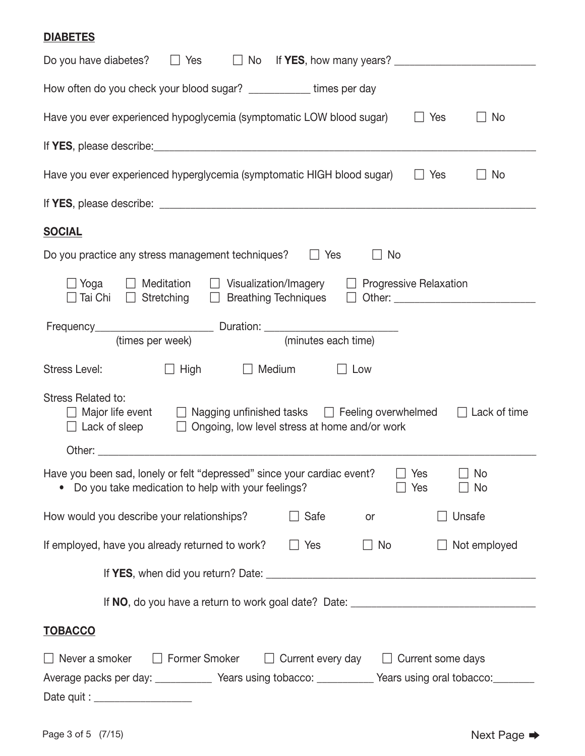## DIABETES

Do you have diabetes? ☐ Yes ☐ No If **YES**, how many years? ________________________

How often do you check your blood sugar? __________ times per day

Have you ever experienced hypoglycemia (symptomatic LOW blood sugar) ☐ Yes ☐ No

If **YES**, please describe: ____________________________________________________________

Have you ever experienced hyperglycemia (symptomatic HIGH blood sugar) ☐ Yes ☐ No

If **YES**, please describe: ____________________________________________________________

## SOCIAL

Do you practice any stress management techniques? ☐ Yes ☐ No

☐ Yoga ☐ Meditation ☐ Visualization/Imagery ☐ Progressive Relaxation
☐ Tai Chi ☐ Stretching ☐ Breathing Techniques ☐ Other: ________________________

Frequency____________________ (times per week) Duration: ______________________ (minutes each time)

Stress Level: ☐ High ☐ Medium ☐ Low

Stress Related to:
☐ Major life event ☐ Nagging unfinished tasks ☐ Feeling overwhelmed ☐ Lack of time
☐ Lack of sleep ☐ Ongoing, low level stress at home and/or work

Other: ______________________________________________________________________

Have you been sad, lonely or felt "depressed" since your cardiac event? ☐ Yes ☐ No

- Do you take medication to help with your feelings? ☐ Yes ☐ No

How would you describe your relationships? ☐ Safe or ☐ Unsafe

If employed, have you already returned to work? ☐ Yes ☐ No ☐ Not employed

If **YES**, when did you return? Date: ______________________________________________

If **NO**, do you have a return to work goal date? Date: ________________________________

## TOBACCO

☐ Never a smoker ☐ Former Smoker ☐ Current every day ☐ Current some days

Average packs per day: __________ Years using tobacco: __________ Years using oral tobacco: _______

Date quit : _________________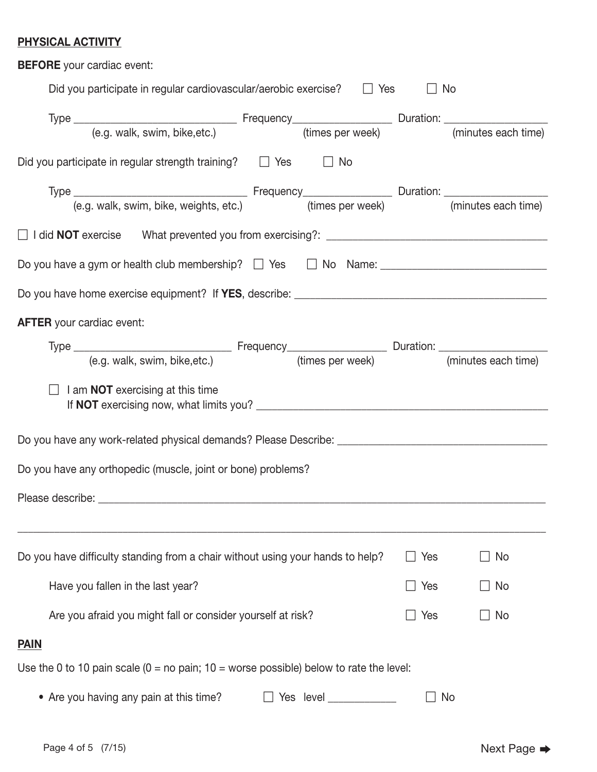## PHYSICAL ACTIVITY

**BEFORE** your cardiac event:

Did you participate in regular cardiovascular/aerobic exercise? ☐ Yes ☐ No

Type ____________________________ Frequency________________ Duration: ________________
(e.g. walk, swim, bike,etc.) (times per week) (minutes each time)

Did you participate in regular strength training? ☐ Yes ☐ No

Type ______________________________ Frequency______________ Duration: ________________
(e.g. walk, swim, bike, weights, etc.) (times per week) (minutes each time)

☐ I did **NOT** exercise What prevented you from exercising?: ____________________________________

Do you have a gym or health club membership? ☐ Yes ☐ No Name: __________________________

Do you have home exercise equipment? If **YES**, describe: ________________________________________

**AFTER** your cardiac event:

Type ___________________________ Frequency________________ Duration: _________________
(e.g. walk, swim, bike,etc.) (times per week) (minutes each time)

☐ I am **NOT** exercising at this time
If **NOT** exercising now, what limits you? ______________________________________________

Do you have any work-related physical demands? Please Describe: __________________________________

Do you have any orthopedic (muscle, joint or bone) problems?

Please describe: ____________________________________________________________________________

_______________________________________________________________________________________________

Do you have difficulty standing from a chair without using your hands to help? ☐ Yes ☐ No

Have you fallen in the last year? ☐ Yes ☐ No

Are you afraid you might fall or consider yourself at risk? ☐ Yes ☐ No

## PAIN

Use the 0 to 10 pain scale (0 = no pain; 10 = worse possible) below to rate the level:

- Are you having any pain at this time? ☐ Yes level ___________ ☐ No

Next Page ➡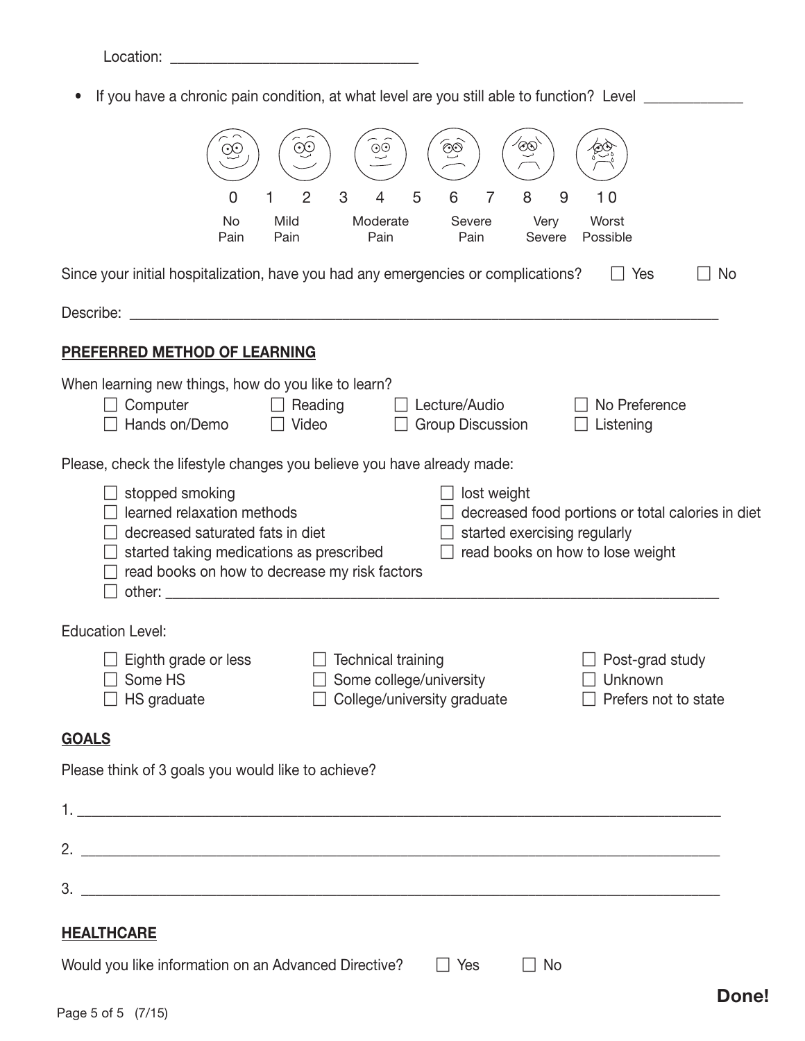Location: ________________________________

- If you have a chronic pain condition, at what level are you still able to function? Level ____________

| 0 | 1 | 2 | 3 | 4 | 5 | 6 | 7 | 8 | 9 | 10 |
|---|---|---|---|---|---|---|---|---|---|---|
| No Pain | | Mild Pain | | Moderate Pain | | Severe Pain | | Very Severe | | Worst Possible |

Since your initial hospitalization, have you had any emergencies or complications? ☐ Yes ☐ No

Describe: ______________________________________________________________________________

## PREFERRED METHOD OF LEARNING

When learning new things, how do you like to learn?

☐ Computer ☐ Reading ☐ Lecture/Audio ☐ No Preference
☐ Hands on/Demo ☐ Video ☐ Group Discussion ☐ Listening

Please, check the lifestyle changes you believe you have already made:

☐ stopped smoking
☐ learned relaxation methods
☐ decreased saturated fats in diet
☐ started taking medications as prescribed
☐ read books on how to decrease my risk factors
☐ lost weight
☐ decreased food portions or total calories in diet
☐ started exercising regularly
☐ read books on how to lose weight
☐ other: ______________________________________________________________________

Education Level:

☐ Eighth grade or less ☐ Technical training ☐ Post-grad study
☐ Some HS ☐ Some college/university ☐ Unknown
☐ HS graduate ☐ College/university graduate ☐ Prefers not to state

## GOALS

Please think of 3 goals you would like to achieve?

1. ______________________________________________________________________________

2. ______________________________________________________________________________

3. ______________________________________________________________________________

## HEALTHCARE

Would you like information on an Advanced Directive? ☐ Yes ☐ No

**Done!**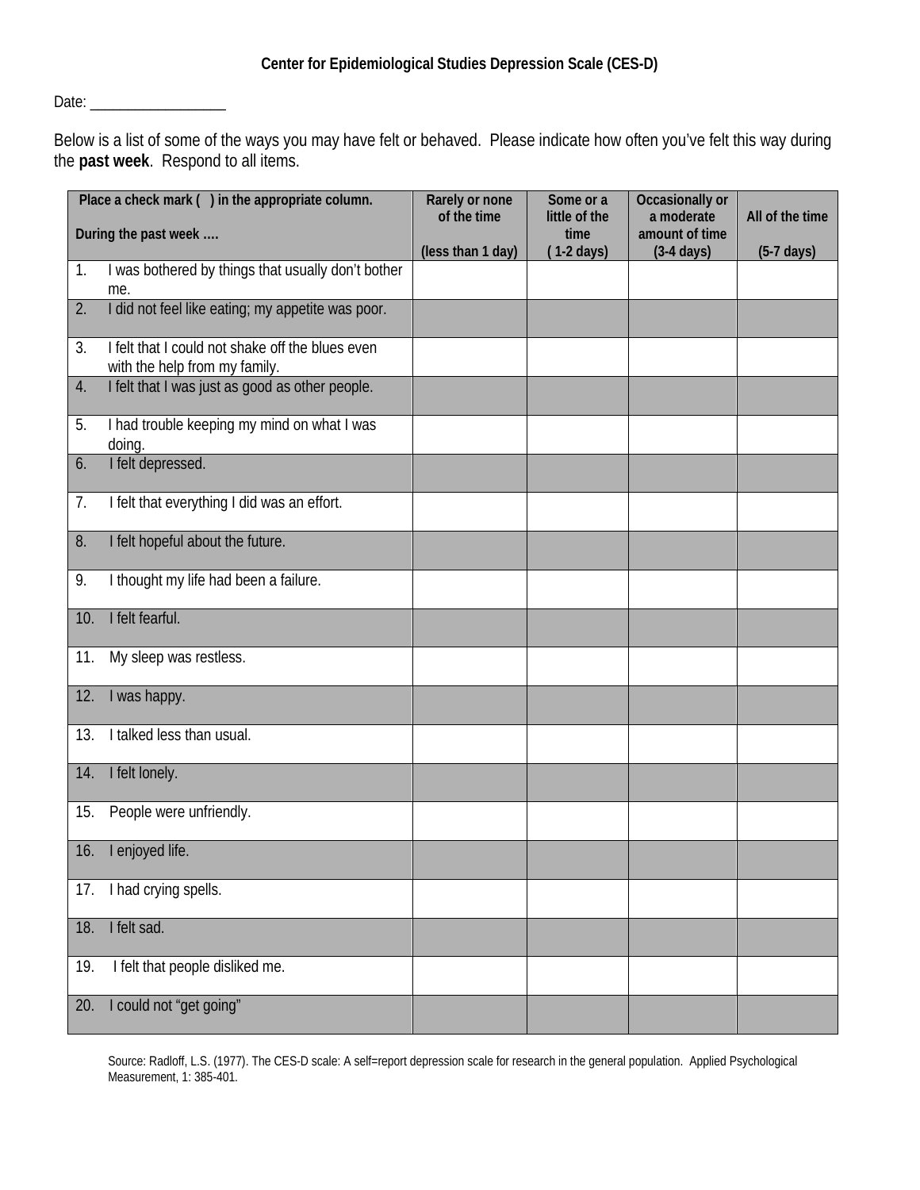**Center for Epidemiological Studies Depression Scale (CES-D)**

Date: __________________

Below is a list of some of the ways you may have felt or behaved. Please indicate how often you've felt this way during the **past week**. Respond to all items.

| Place a check mark ( ) in the appropriate column.<br><br>During the past week …. | Rarely or none of the time<br><br>(less than 1 day) | Some or a little of the time<br>( 1-2 days) | Occasionally or a moderate amount of time<br>(3-4 days) | All of the time<br><br>(5-7 days) |
|---|---|---|---|---|
| 1. I was bothered by things that usually don't bother me. | | | | |
| 2. I did not feel like eating; my appetite was poor. | | | | |
| 3. I felt that I could not shake off the blues even with the help from my family. | | | | |
| 4. I felt that I was just as good as other people. | | | | |
| 5. I had trouble keeping my mind on what I was doing. | | | | |
| 6. I felt depressed. | | | | |
| 7. I felt that everything I did was an effort. | | | | |
| 8. I felt hopeful about the future. | | | | |
| 9. I thought my life had been a failure. | | | | |
| 10. I felt fearful. | | | | |
| 11. My sleep was restless. | | | | |
| 12. I was happy. | | | | |
| 13. I talked less than usual. | | | | |
| 14. I felt lonely. | | | | |
| 15. People were unfriendly. | | | | |
| 16. I enjoyed life. | | | | |
| 17. I had crying spells. | | | | |
| 18. I felt sad. | | | | |
| 19. I felt that people disliked me. | | | | |
| 20. I could not "get going" | | | | |

Source: Radloff, L.S. (1977). The CES-D scale: A self=report depression scale for research in the general population. Applied Psychological Measurement, 1: 385-401.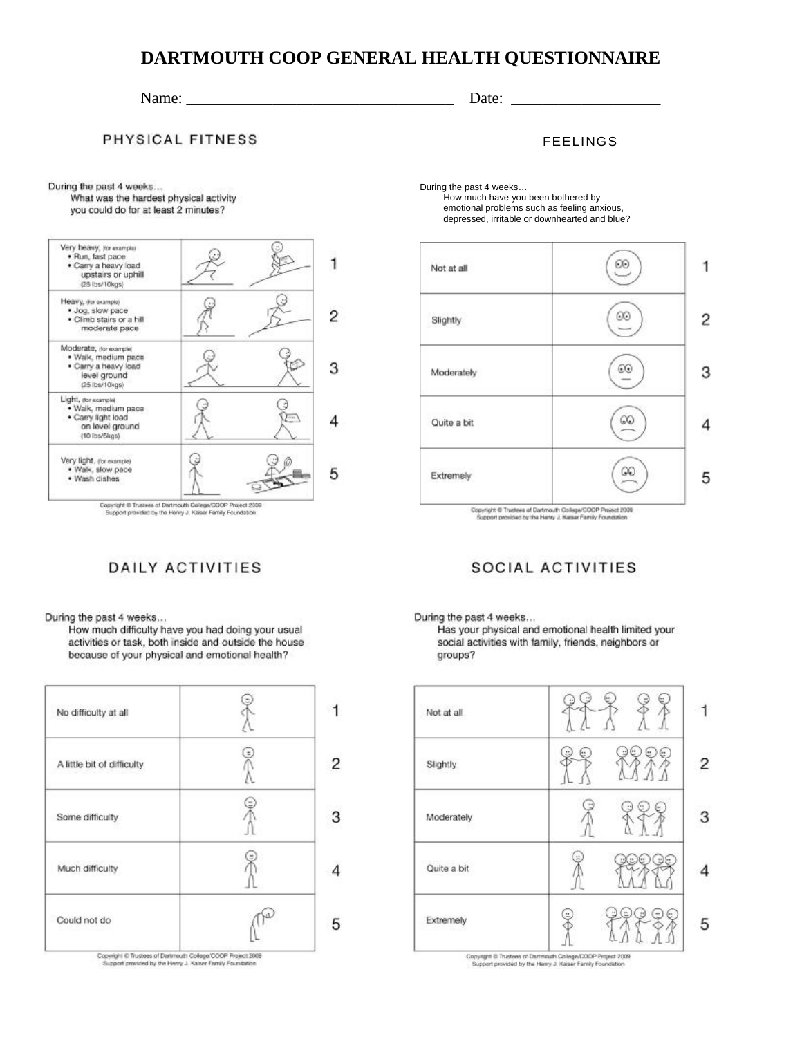# DARTMOUTH COOP GENERAL HEALTH QUESTIONNAIRE

Name: ________________________________ Date: __________________

## PHYSICAL FITNESS

During the past 4 weeks…
What was the hardest physical activity you could do for at least 2 minutes?

| | |
|---|---|
| Very heavy, (for example) • Run, fast pace • Carry a heavy load upstairs or uphill (25 lbs/10kgs) | 1 |
| Heavy, (for example) • Jog, slow pace • Climb stairs or a hill moderate pace | 2 |
| Moderate, (for example) • Walk, medium pace • Carry a heavy load level ground (25 lbs/10kgs) | 3 |
| Light, (for example) • Walk, medium pace • Carry light load on level ground (10 lbs/5kgs) | 4 |
| Very light, (for example) • Walk, slow pace • Wash dishes | 5 |

Copyright © Trustees of Dartmouth College/COOP Project 2009
Support provided by the Henry J. Kaiser Family Foundation

## FEELINGS

During the past 4 weeks…
How much have you been bothered by emotional problems such as feeling anxious, depressed, irritable or downhearted and blue?

| | |
|---|---|
| Not at all | 1 |
| Slightly | 2 |
| Moderately | 3 |
| Quite a bit | 4 |
| Extremely | 5 |

Copyright © Trustees of Dartmouth College/COOP Project 2009
Support provided by the Henry J. Kaiser Family Foundation

## DAILY ACTIVITIES

During the past 4 weeks…
How much difficulty have you had doing your usual activities or task, both inside and outside the house because of your physical and emotional health?

| | |
|---|---|
| No difficulty at all | 1 |
| A little bit of difficulty | 2 |
| Some difficulty | 3 |
| Much difficulty | 4 |
| Could not do | 5 |

Copyright © Trustees of Dartmouth College/COOP Project 2009
Support provided by the Henry J. Kaiser Family Foundation

## SOCIAL ACTIVITIES

During the past 4 weeks…
Has your physical and emotional health limited your social activities with family, friends, neighbors or groups?

| | |
|---|---|
| Not at all | 1 |
| Slightly | 2 |
| Moderately | 3 |
| Quite a bit | 4 |
| Extremely | 5 |

Copyright © Trustees of Dartmouth College/COOP Project 2009
Support provided by the Henry J. Kaiser Family Foundation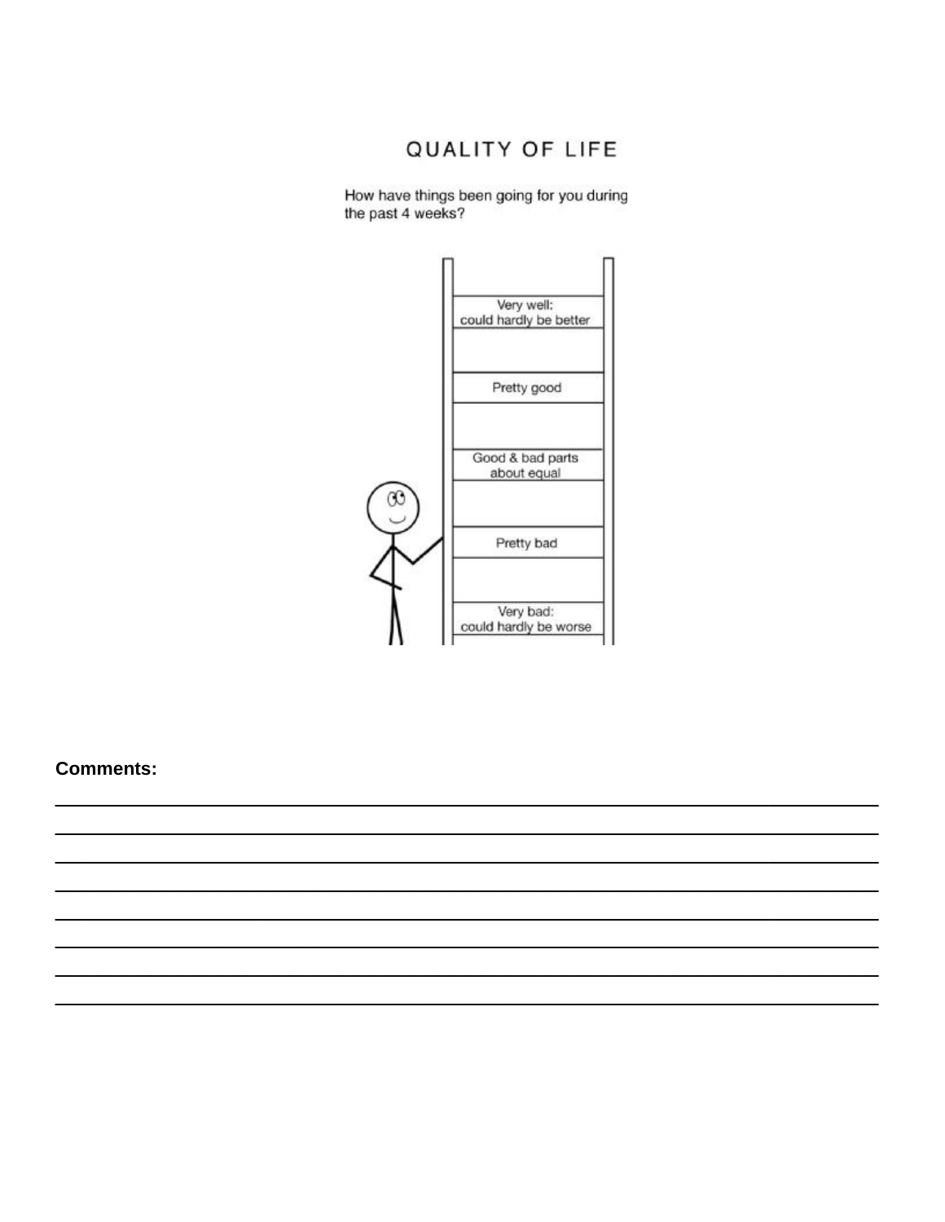# QUALITY OF LIFE

How have things been going for you during the past 4 weeks?

Very well: could hardly be better

Pretty good

Good & bad parts about equal

Pretty bad

Very bad: could hardly be worse

**Comments:**

________________________________________________________________________________

________________________________________________________________________________

________________________________________________________________________________

________________________________________________________________________________

________________________________________________________________________________

________________________________________________________________________________

________________________________________________________________________________

________________________________________________________________________________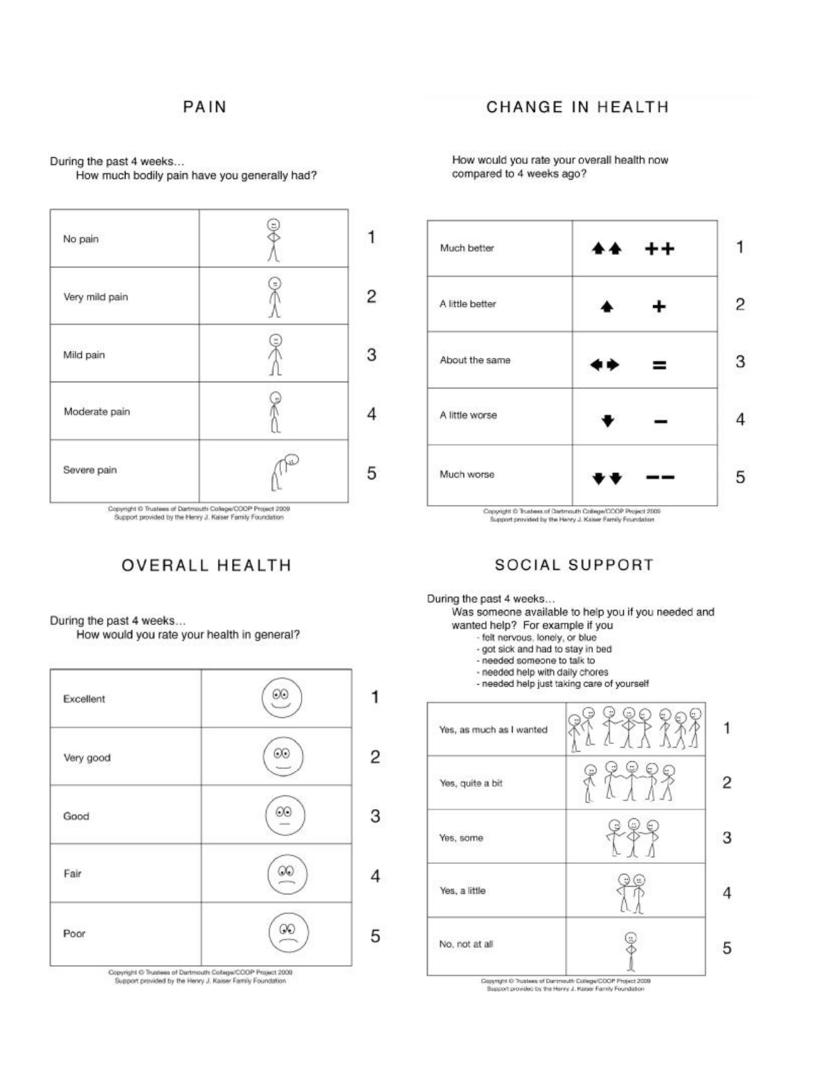## PAIN

During the past 4 weeks…
How much bodily pain have you generally had?

| | | |
|---|---|---|
| No pain | | 1 |
| Very mild pain | | 2 |
| Mild pain | | 3 |
| Moderate pain | | 4 |
| Severe pain | | 5 |

Copyright © Trustees of Dartmouth College/COOP Project 2009
Support provided by the Henry J. Kaiser Family Foundation

## CHANGE IN HEALTH

How would you rate your overall health now compared to 4 weeks ago?

| | | |
|---|---|---|
| Much better | ▲▲ ++ | 1 |
| A little better | ▲ + | 2 |
| About the same | ◀▶ = | 3 |
| A little worse | ▼ – | 4 |
| Much worse | ▼▼ – – | 5 |

Copyright © Trustees of Dartmouth College/COOP Project 2009
Support provided by the Henry J. Kaiser Family Foundation

## OVERALL HEALTH

During the past 4 weeks…
How would you rate your health in general?

| | | |
|---|---|---|
| Excellent | | 1 |
| Very good | | 2 |
| Good | | 3 |
| Fair | | 4 |
| Poor | | 5 |

Copyright © Trustees of Dartmouth College/COOP Project 2009
Support provided by the Henry J. Kaiser Family Foundation

## SOCIAL SUPPORT

During the past 4 weeks…
Was someone available to help you if you needed and wanted help? For example if you
- felt nervous, lonely, or blue
- got sick and had to stay in bed
- needed someone to talk to
- needed help with daily chores
- needed help just taking care of yourself

| | | |
|---|---|---|
| Yes, as much as I wanted | | 1 |
| Yes, quite a bit | | 2 |
| Yes, some | | 3 |
| Yes, a little | | 4 |
| No, not at all | | 5 |

Copyright © Trustees of Dartmouth College/COOP Project 2009
Support provided by the Henry J. Kaiser Family Foundation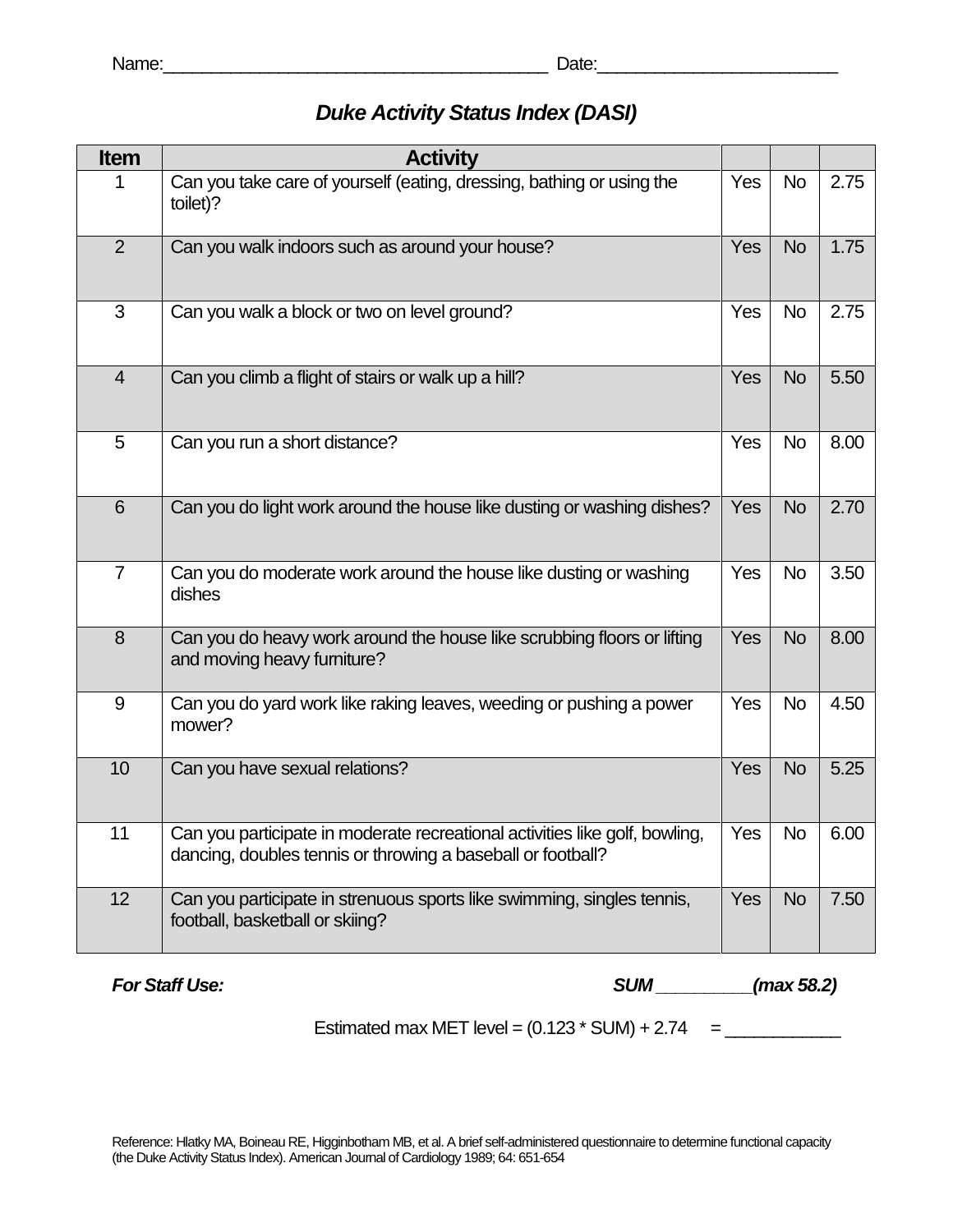Name:_______________________________________ Date:________________________

# *Duke Activity Status Index (DASI)*

| Item | Activity | | | |
|---|---|---|---|---|
| 1 | Can you take care of yourself (eating, dressing, bathing or using the toilet)? | Yes | No | 2.75 |
| 2 | Can you walk indoors such as around your house? | Yes | No | 1.75 |
| 3 | Can you walk a block or two on level ground? | Yes | No | 2.75 |
| 4 | Can you climb a flight of stairs or walk up a hill? | Yes | No | 5.50 |
| 5 | Can you run a short distance? | Yes | No | 8.00 |
| 6 | Can you do light work around the house like dusting or washing dishes? | Yes | No | 2.70 |
| 7 | Can you do moderate work around the house like dusting or washing dishes | Yes | No | 3.50 |
| 8 | Can you do heavy work around the house like scrubbing floors or lifting and moving heavy furniture? | Yes | No | 8.00 |
| 9 | Can you do yard work like raking leaves, weeding or pushing a power mower? | Yes | No | 4.50 |
| 10 | Can you have sexual relations? | Yes | No | 5.25 |
| 11 | Can you participate in moderate recreational activities like golf, bowling, dancing, doubles tennis or throwing a baseball or football? | Yes | No | 6.00 |
| 12 | Can you participate in strenuous sports like swimming, singles tennis, football, basketball or skiing? | Yes | No | 7.50 |

***For Staff Use:*** ***SUM _________(max 58.2)***

Estimated max MET level = (0.123 * SUM) + 2.74 = ___________

Reference: Hlatky MA, Boineau RE, Higginbotham MB, et al. A brief self-administered questionnaire to determine functional capacity (the Duke Activity Status Index). American Journal of Cardiology 1989; 64: 651-654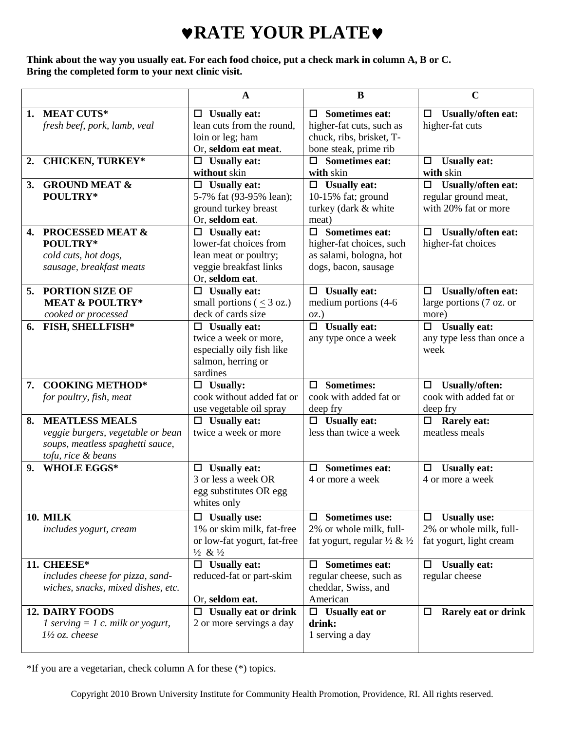# ♥RATE YOUR PLATE♥

**Think about the way you usually eat. For each food choice, put a check mark in column A, B or C. Bring the completed form to your next clinic visit.**

| | A | B | C |
|---|---|---|---|
| **1. MEAT CUTS***<br>*fresh beef, pork, lamb, veal* | ☐ **Usually eat:**<br>lean cuts from the round, loin or leg; ham<br>Or, **seldom eat meat**. | ☐ **Sometimes eat:**<br>higher-fat cuts, such as chuck, ribs, brisket, T-bone steak, prime rib | ☐ **Usually/often eat:**<br>higher-fat cuts |
| **2. CHICKEN, TURKEY*** | ☐ **Usually eat:**<br>**without** skin | ☐ **Sometimes eat:**<br>**with** skin | ☐ **Usually eat:**<br>**with** skin |
| **3. GROUND MEAT & POULTRY*** | ☐ **Usually eat:**<br>5-7% fat (93-95% lean); ground turkey breast<br>Or, **seldom eat**. | ☐ **Usually eat:**<br>10-15% fat; ground turkey (dark & white meat) | ☐ **Usually/often eat:**<br>regular ground meat, with 20% fat or more |
| **4. PROCESSED MEAT & POULTRY***<br>*cold cuts, hot dogs, sausage, breakfast meats* | ☐ **Usually eat:**<br>lower-fat choices from lean meat or poultry; veggie breakfast links<br>Or, **seldom eat**. | ☐ **Sometimes eat:**<br>higher-fat choices, such as salami, bologna, hot dogs, bacon, sausage | ☐ **Usually/often eat:**<br>higher-fat choices |
| **5. PORTION SIZE OF MEAT & POULTRY***<br>*cooked or processed* | ☐ **Usually eat:**<br>small portions ( $\leq$ 3 oz.) deck of cards size | ☐ **Usually eat:**<br>medium portions (4-6 oz.) | ☐ **Usually/often eat:**<br>large portions (7 oz. or more) |
| **6. FISH, SHELLFISH*** | ☐ **Usually eat:**<br>twice a week or more, especially oily fish like salmon, herring or sardines | ☐ **Usually eat:**<br>any type once a week | ☐ **Usually eat:**<br>any type less than once a week |
| **7. COOKING METHOD***<br>*for poultry, fish, meat* | ☐ **Usually:**<br>cook without added fat or use vegetable oil spray | ☐ **Sometimes:**<br>cook with added fat or deep fry | ☐ **Usually/often:**<br>cook with added fat or deep fry |
| **8. MEATLESS MEALS**<br>*veggie burgers, vegetable or bean soups, meatless spaghetti sauce, tofu, rice & beans* | ☐ **Usually eat:**<br>twice a week or more | ☐ **Usually eat:**<br>less than twice a week | ☐ **Rarely eat:**<br>meatless meals |
| **9. WHOLE EGGS*** | ☐ **Usually eat:**<br>3 or less a week OR egg substitutes OR egg whites only | ☐ **Sometimes eat:**<br>4 or more a week | ☐ **Usually eat:**<br>4 or more a week |
| **10. MILK**<br>*includes yogurt, cream* | ☐ **Usually use:**<br>1% or skim milk, fat-free or low-fat yogurt, fat-free ½ & ½ | ☐ **Sometimes use:**<br>2% or whole milk, full-fat yogurt, regular ½ & ½ | ☐ **Usually use:**<br>2% or whole milk, full-fat yogurt, light cream |
| **11. CHEESE***<br>*includes cheese for pizza, sand-wiches, snacks, mixed dishes, etc.* | ☐ **Usually eat:**<br>reduced-fat or part-skim<br>Or, **seldom eat.** | ☐ **Sometimes eat:**<br>regular cheese, such as cheddar, Swiss, and American | ☐ **Usually eat:**<br>regular cheese |
| **12. DAIRY FOODS**<br>*1 serving = 1 c. milk or yogurt, 1½ oz. cheese* | ☐ **Usually eat or drink**<br>2 or more servings a day | ☐ **Usually eat or drink:**<br>1 serving a day | ☐ **Rarely eat or drink** |

*If you are a vegetarian, check column A for these (*) topics.

Copyright 2010 Brown University Institute for Community Health Promotion, Providence, RI. All rights reserved.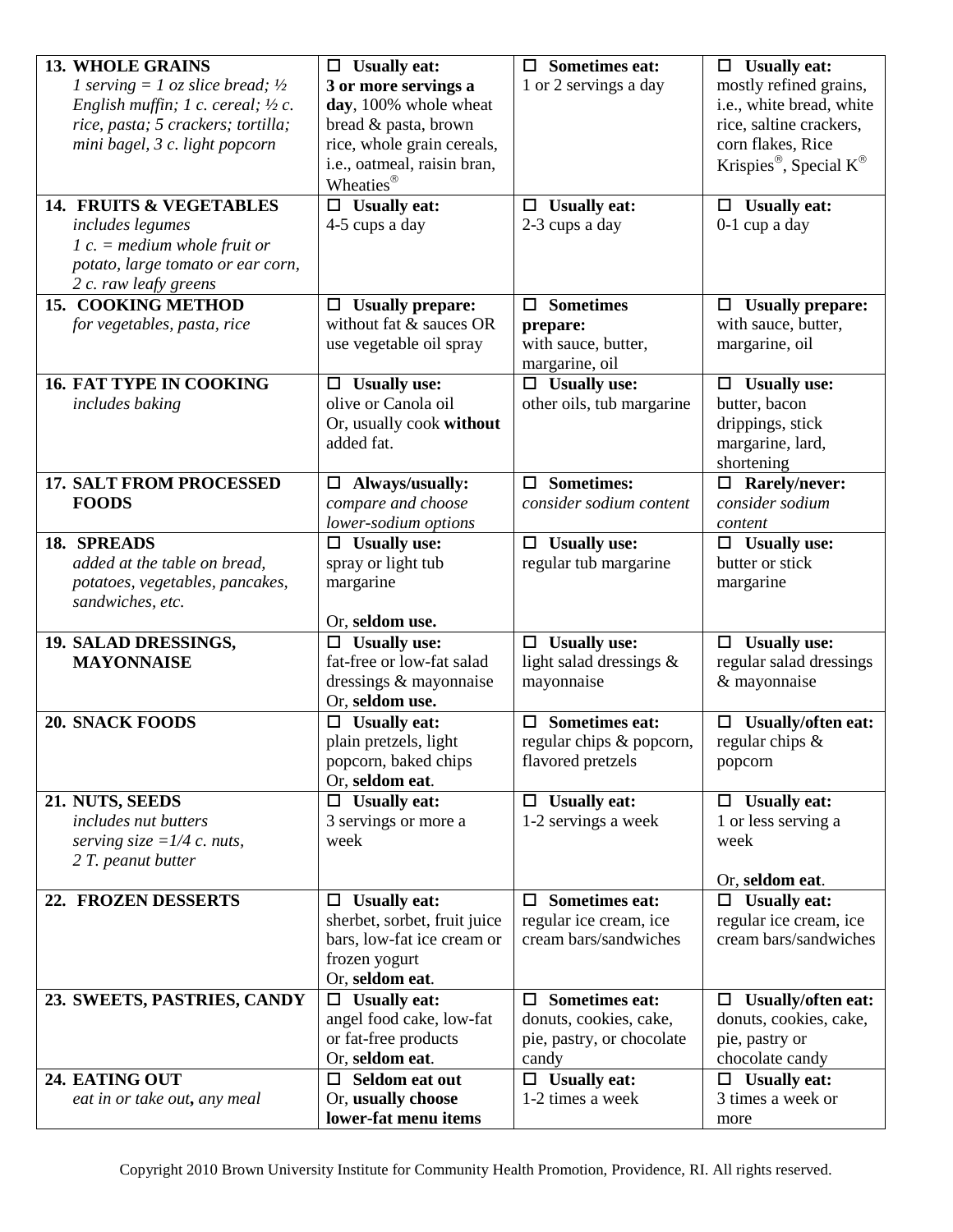| | | | |
|---|---|---|---|
| **13. WHOLE GRAINS** *1 serving = 1 oz slice bread; ½ English muffin; 1 c. cereal; ½ c. rice, pasta; 5 crackers; tortilla; mini bagel, 3 c. light popcorn* | ☐ **Usually eat:** **3 or more servings a day**, 100% whole wheat bread & pasta, brown rice, whole grain cereals, i.e., oatmeal, raisin bran, Wheaties® | ☐ **Sometimes eat:** 1 or 2 servings a day | ☐ **Usually eat:** mostly refined grains, i.e., white bread, white rice, saltine crackers, corn flakes, Rice Krispies®, Special K® |
| **14. FRUITS & VEGETABLES** *includes legumes* *1 c. = medium whole fruit or potato, large tomato or ear corn, 2 c. raw leafy greens* | ☐ **Usually eat:** 4-5 cups a day | ☐ **Usually eat:** 2-3 cups a day | ☐ **Usually eat:** 0-1 cup a day |
| **15. COOKING METHOD** *for vegetables, pasta, rice* | ☐ **Usually prepare:** without fat & sauces OR use vegetable oil spray | ☐ **Sometimes prepare:** with sauce, butter, margarine, oil | ☐ **Usually prepare:** with sauce, butter, margarine, oil |
| **16. FAT TYPE IN COOKING** *includes baking* | ☐ **Usually use:** olive or Canola oil Or, usually cook **without** added fat. | ☐ **Usually use:** other oils, tub margarine | ☐ **Usually use:** butter, bacon drippings, stick margarine, lard, shortening |
| **17. SALT FROM PROCESSED FOODS** | ☐ **Always/usually:** *compare and choose lower-sodium options* | ☐ **Sometimes:** *consider sodium content* | ☐ **Rarely/never:** *consider sodium content* |
| **18. SPREADS** *added at the table on bread, potatoes, vegetables, pancakes, sandwiches, etc.* | ☐ **Usually use:** spray or light tub margarine Or, **seldom use.** | ☐ **Usually use:** regular tub margarine | ☐ **Usually use:** butter or stick margarine |
| **19. SALAD DRESSINGS, MAYONNAISE** | ☐ **Usually use:** fat-free or low-fat salad dressings & mayonnaise Or, **seldom use.** | ☐ **Usually use:** light salad dressings & mayonnaise | ☐ **Usually use:** regular salad dressings & mayonnaise |
| **20. SNACK FOODS** | ☐ **Usually eat:** plain pretzels, light popcorn, baked chips Or, **seldom eat**. | ☐ **Sometimes eat:** regular chips & popcorn, flavored pretzels | ☐ **Usually/often eat:** regular chips & popcorn |
| **21. NUTS, SEEDS** *includes nut butters* *serving size =1/4 c. nuts, 2 T. peanut butter* | ☐ **Usually eat:** 3 servings or more a week | ☐ **Usually eat:** 1-2 servings a week | ☐ **Usually eat:** 1 or less serving a week Or, **seldom eat**. |
| **22. FROZEN DESSERTS** | ☐ **Usually eat:** sherbet, sorbet, fruit juice bars, low-fat ice cream or frozen yogurt Or, **seldom eat**. | ☐ **Sometimes eat:** regular ice cream, ice cream bars/sandwiches | ☐ **Usually eat:** regular ice cream, ice cream bars/sandwiches |
| **23. SWEETS, PASTRIES, CANDY** | ☐ **Usually eat:** angel food cake, low-fat or fat-free products Or, **seldom eat**. | ☐ **Sometimes eat:** donuts, cookies, cake, pie, pastry, or chocolate candy | ☐ **Usually/often eat:** donuts, cookies, cake, pie, pastry or chocolate candy |
| **24. EATING OUT** *eat in or take out**,** any meal* | ☐ **Seldom eat out** Or, **usually choose lower-fat menu items** | ☐ **Usually eat:** 1-2 times a week | ☐ **Usually eat:** 3 times a week or more |

Copyright 2010 Brown University Institute for Community Health Promotion, Providence, RI. All rights reserved.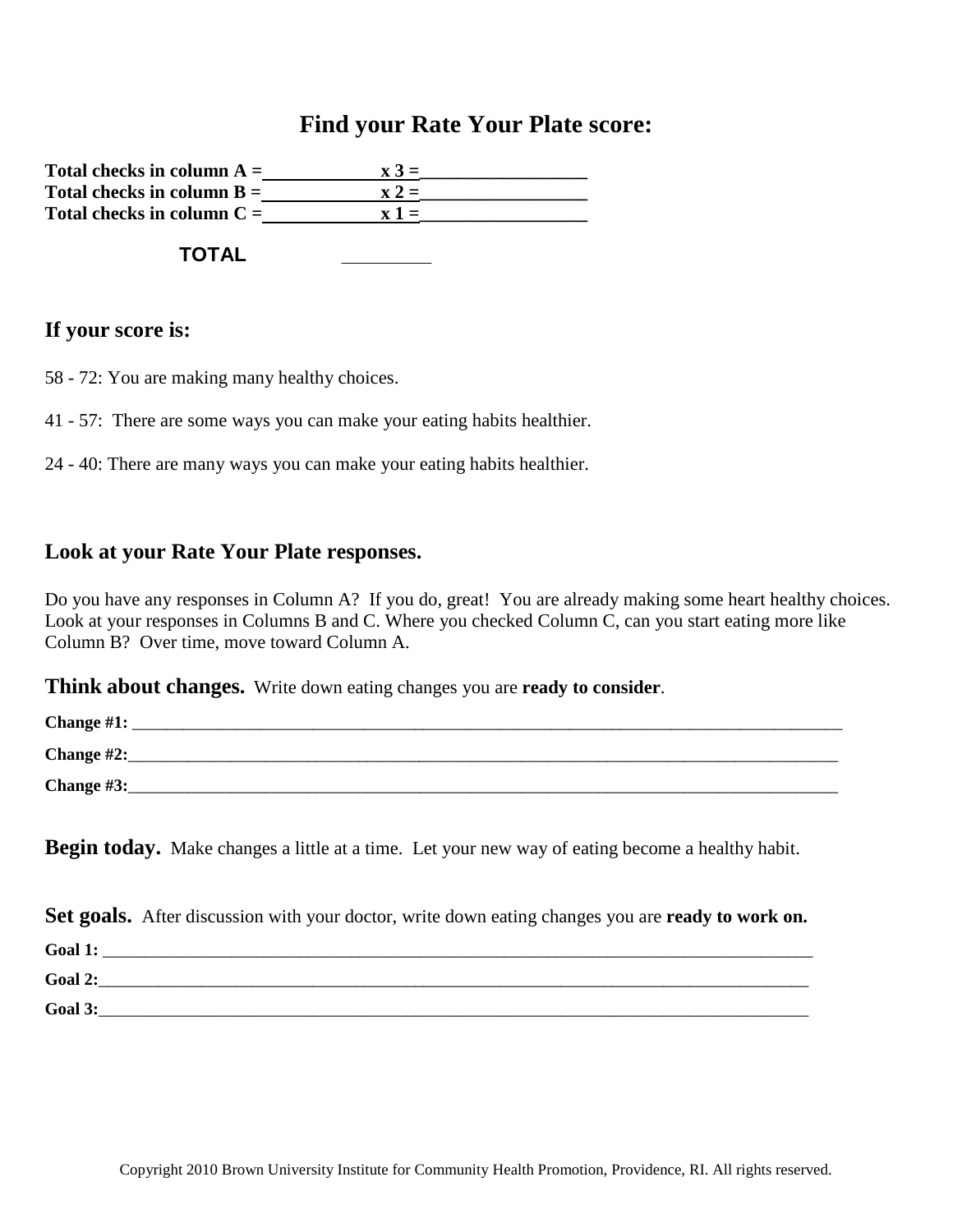# Find your Rate Your Plate score:

**Total checks in column A = \_\_\_\_\_\_\_\_\_\_\_\_ x 3 = \_\_\_\_\_\_\_\_\_\_\_\_\_\_\_\_\_\_**
**Total checks in column B = \_\_\_\_\_\_\_\_\_\_\_\_ x 2 = \_\_\_\_\_\_\_\_\_\_\_\_\_\_\_\_\_\_**
**Total checks in column C = \_\_\_\_\_\_\_\_\_\_\_\_ x 1 = \_\_\_\_\_\_\_\_\_\_\_\_\_\_\_\_\_\_**

**TOTAL** \_\_\_\_\_\_\_\_\_

## If your score is:

58 - 72: You are making many healthy choices.

41 - 57: There are some ways you can make your eating habits healthier.

24 - 40: There are many ways you can make your eating habits healthier.

## Look at your Rate Your Plate responses.

Do you have any responses in Column A? If you do, great! You are already making some heart healthy choices. Look at your responses in Columns B and C. Where you checked Column C, can you start eating more like Column B? Over time, move toward Column A.

**Think about changes.** Write down eating changes you are **ready to consider**.

**Change #1:** \_\_\_\_\_\_\_\_\_\_\_\_\_\_\_\_\_\_\_\_\_\_\_\_\_\_\_\_\_\_\_\_\_\_\_\_\_\_\_\_\_\_\_\_\_\_\_\_\_\_\_\_\_\_\_\_\_\_\_\_\_\_\_\_\_\_\_\_\_\_\_\_\_\_\_\_\_\_

**Change #2:**\_\_\_\_\_\_\_\_\_\_\_\_\_\_\_\_\_\_\_\_\_\_\_\_\_\_\_\_\_\_\_\_\_\_\_\_\_\_\_\_\_\_\_\_\_\_\_\_\_\_\_\_\_\_\_\_\_\_\_\_\_\_\_\_\_\_\_\_\_\_\_\_\_\_\_\_\_\_

**Change #3:**\_\_\_\_\_\_\_\_\_\_\_\_\_\_\_\_\_\_\_\_\_\_\_\_\_\_\_\_\_\_\_\_\_\_\_\_\_\_\_\_\_\_\_\_\_\_\_\_\_\_\_\_\_\_\_\_\_\_\_\_\_\_\_\_\_\_\_\_\_\_\_\_\_\_\_\_\_\_

**Begin today.** Make changes a little at a time. Let your new way of eating become a healthy habit.

**Set goals.** After discussion with your doctor, write down eating changes you are **ready to work on.**

**Goal 1:** \_\_\_\_\_\_\_\_\_\_\_\_\_\_\_\_\_\_\_\_\_\_\_\_\_\_\_\_\_\_\_\_\_\_\_\_\_\_\_\_\_\_\_\_\_\_\_\_\_\_\_\_\_\_\_\_\_\_\_\_\_\_\_\_\_\_\_\_\_\_\_\_\_\_\_\_\_\_

**Goal 2:**\_\_\_\_\_\_\_\_\_\_\_\_\_\_\_\_\_\_\_\_\_\_\_\_\_\_\_\_\_\_\_\_\_\_\_\_\_\_\_\_\_\_\_\_\_\_\_\_\_\_\_\_\_\_\_\_\_\_\_\_\_\_\_\_\_\_\_\_\_\_\_\_\_\_\_\_\_\_

**Goal 3:**\_\_\_\_\_\_\_\_\_\_\_\_\_\_\_\_\_\_\_\_\_\_\_\_\_\_\_\_\_\_\_\_\_\_\_\_\_\_\_\_\_\_\_\_\_\_\_\_\_\_\_\_\_\_\_\_\_\_\_\_\_\_\_\_\_\_\_\_\_\_\_\_\_\_\_\_\_\_

Copyright 2010 Brown University Institute for Community Health Promotion, Providence, RI. All rights reserved.